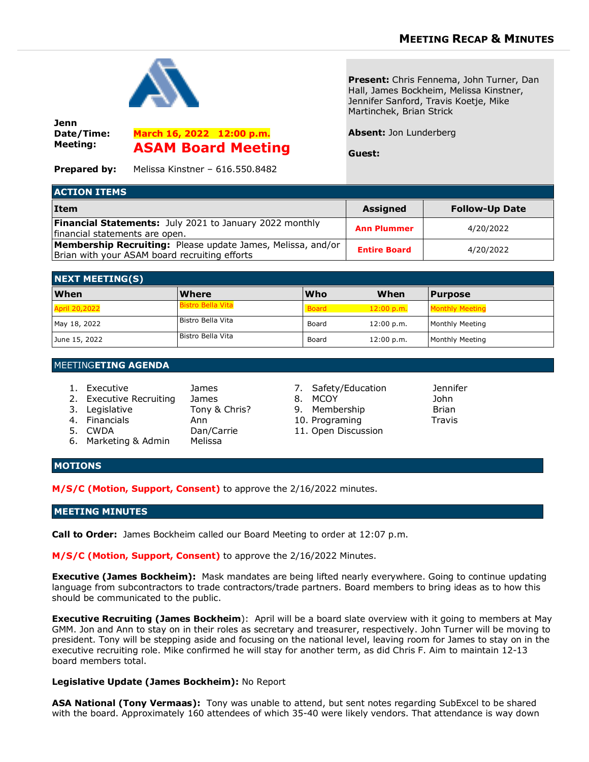## Meeting Recap & Minutes

**Jenn**
**Date/Time:** March 16, 2022 12:00 p.m.
**Meeting:** **ASAM Board Meeting**

**Prepared by:** Melissa Kinstner – 616.550.8482

**Present:** Chris Fennema, John Turner, Dan Hall, James Bockheim, Melissa Kinstner, Jennifer Sanford, Travis Koetje, Mike Martinchek, Brian Strick

**Absent:** Jon Lunderberg

**Guest:**

### ACTION ITEMS

| Item | Assigned | Follow-Up Date |
|---|---|---|
| **Financial Statements:** July 2021 to January 2022 monthly financial statements are open. | **Ann Plummer** | 4/20/2022 |
| **Membership Recruiting:** Please update James, Melissa, and/or Brian with your ASAM board recruiting efforts | **Entire Board** | 4/20/2022 |

### NEXT MEETING(S)

| When | Where | Who | When | Purpose |
|---|---|---|---|---|
| April 20,2022 | Bistro Bella Vita | Board | 12:00 p.m. | Monthly Meeting |
| May 18, 2022 | Bistro Bella Vita | Board | 12:00 p.m. | Monthly Meeting |
| June 15, 2022 | Bistro Bella Vita | Board | 12:00 p.m. | Monthly Meeting |

### MEETINGETING AGENDA

1. Executive — James
2. Executive Recruiting — James
3. Legislative — Tony & Chris?
4. Financials — Ann
5. CWDA — Dan/Carrie
6. Marketing & Admin — Melissa
7. Safety/Education — Jennifer
8. MCOY — John
9. Membership — Brian
10. Programing — Travis
11. Open Discussion

### MOTIONS

**M/S/C (Motion, Support, Consent)** to approve the 2/16/2022 minutes.

### MEETING MINUTES

**Call to Order:** James Bockheim called our Board Meeting to order at 12:07 p.m.

**M/S/C (Motion, Support, Consent)** to approve the 2/16/2022 Minutes.

**Executive (James Bockheim):** Mask mandates are being lifted nearly everywhere. Going to continue updating language from subcontractors to trade contractors/trade partners. Board members to bring ideas as to how this should be communicated to the public.

**Executive Recruiting (James Bockheim):** April will be a board slate overview with it going to members at May GMM. Jon and Ann to stay on in their roles as secretary and treasurer, respectively. John Turner will be moving to president. Tony will be stepping aside and focusing on the national level, leaving room for James to stay on in the executive recruiting role. Mike confirmed he will stay for another term, as did Chris F. Aim to maintain 12-13 board members total.

**Legislative Update (James Bockheim):** No Report

**ASA National (Tony Vermaas):** Tony was unable to attend, but sent notes regarding SubExcel to be shared with the board. Approximately 160 attendees of which 35-40 were likely vendors. That attendance is way down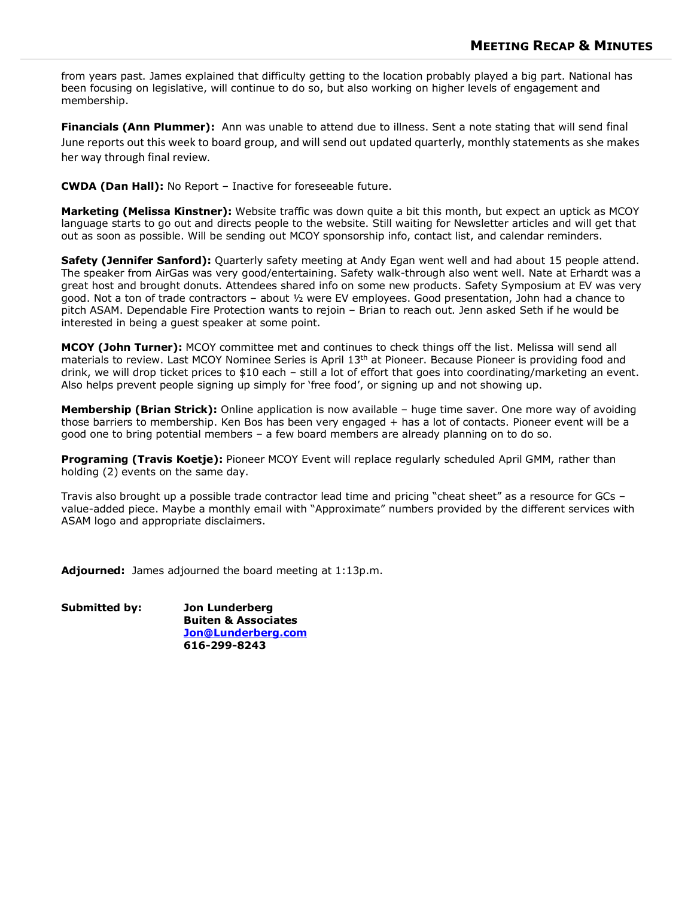from years past. James explained that difficulty getting to the location probably played a big part. National has been focusing on legislative, will continue to do so, but also working on higher levels of engagement and membership.

**Financials (Ann Plummer):** Ann was unable to attend due to illness. Sent a note stating that will send final June reports out this week to board group, and will send out updated quarterly, monthly statements as she makes her way through final review.

**CWDA (Dan Hall):** No Report – Inactive for foreseeable future.

**Marketing (Melissa Kinstner):** Website traffic was down quite a bit this month, but expect an uptick as MCOY language starts to go out and directs people to the website. Still waiting for Newsletter articles and will get that out as soon as possible. Will be sending out MCOY sponsorship info, contact list, and calendar reminders.

**Safety (Jennifer Sanford):** Quarterly safety meeting at Andy Egan went well and had about 15 people attend. The speaker from AirGas was very good/entertaining. Safety walk-through also went well. Nate at Erhardt was a great host and brought donuts. Attendees shared info on some new products. Safety Symposium at EV was very good. Not a ton of trade contractors – about ½ were EV employees. Good presentation, John had a chance to pitch ASAM. Dependable Fire Protection wants to rejoin – Brian to reach out. Jenn asked Seth if he would be interested in being a guest speaker at some point.

**MCOY (John Turner):** MCOY committee met and continues to check things off the list. Melissa will send all materials to review. Last MCOY Nominee Series is April 13th at Pioneer. Because Pioneer is providing food and drink, we will drop ticket prices to $10 each – still a lot of effort that goes into coordinating/marketing an event. Also helps prevent people signing up simply for 'free food', or signing up and not showing up.

**Membership (Brian Strick):** Online application is now available – huge time saver. One more way of avoiding those barriers to membership. Ken Bos has been very engaged + has a lot of contacts. Pioneer event will be a good one to bring potential members – a few board members are already planning on to do so.

**Programing (Travis Koetje):** Pioneer MCOY Event will replace regularly scheduled April GMM, rather than holding (2) events on the same day.

Travis also brought up a possible trade contractor lead time and pricing "cheat sheet" as a resource for GCs – value-added piece. Maybe a monthly email with "Approximate" numbers provided by the different services with ASAM logo and appropriate disclaimers.

**Adjourned:** James adjourned the board meeting at 1:13p.m.

**Submitted by:** **Jon Lunderberg**
**Buiten & Associates**
**Jon@Lunderberg.com**
**616-299-8243**